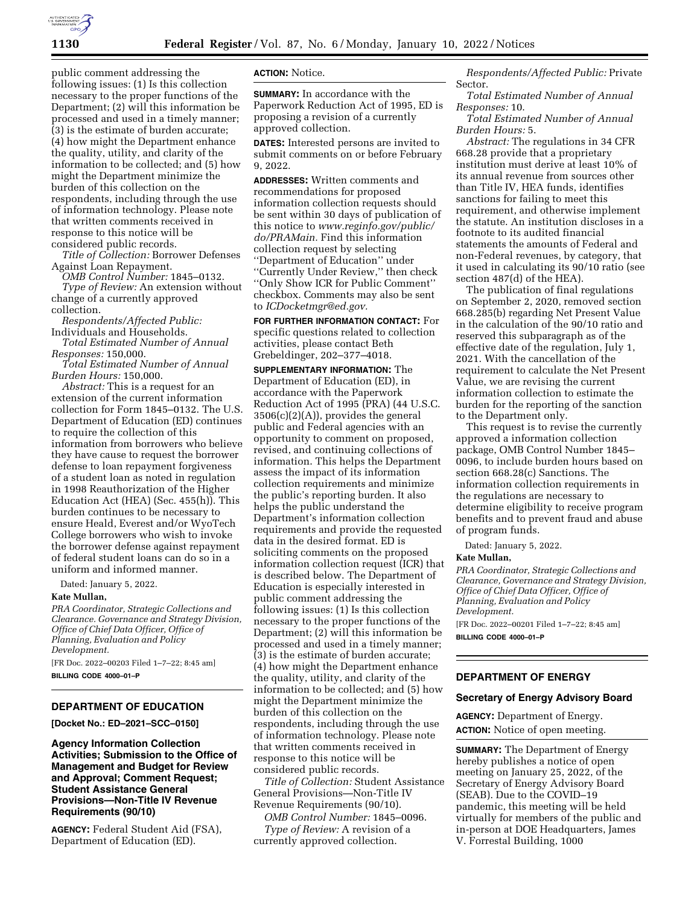public comment addressing the following issues: (1) Is this collection necessary to the proper functions of the Department; (2) will this information be processed and used in a timely manner; (3) is the estimate of burden accurate; (4) how might the Department enhance the quality, utility, and clarity of the information to be collected; and (5) how might the Department minimize the burden of this collection on the respondents, including through the use of information technology. Please note that written comments received in response to this notice will be considered public records.

*Title of Collection:* Borrower Defenses Against Loan Repayment.

*OMB Control Number:* 1845–0132.

*Type of Review:* An extension without change of a currently approved collection.

*Respondents/Affected Public:* Individuals and Households.

*Total Estimated Number of Annual Responses:* 150,000.

*Total Estimated Number of Annual Burden Hours:* 150,000.

*Abstract:* This is a request for an extension of the current information collection for Form 1845–0132. The U.S. Department of Education (ED) continues to require the collection of this information from borrowers who believe they have cause to request the borrower defense to loan repayment forgiveness of a student loan as noted in regulation in 1998 Reauthorization of the Higher Education Act (HEA) (Sec. 455(h)). This burden continues to be necessary to ensure Heald, Everest and/or WyoTech College borrowers who wish to invoke the borrower defense against repayment of federal student loans can do so in a uniform and informed manner.

Dated: January 5, 2022.

**Kate Mullan,**

*PRA Coordinator, Strategic Collections and Clearance. Governance and Strategy Division, Office of Chief Data Officer, Office of Planning, Evaluation and Policy Development.*

[FR Doc. 2022–00203 Filed 1–7–22; 8:45 am]

**BILLING CODE 4000–01–P**

## DEPARTMENT OF EDUCATION

**[Docket No.: ED–2021–SCC–0150]**

### Agency Information Collection Activities; Submission to the Office of Management and Budget for Review and Approval; Comment Request; Student Assistance General Provisions—Non-Title IV Revenue Requirements (90/10)

**AGENCY:** Federal Student Aid (FSA), Department of Education (ED).

**ACTION:** Notice.

**SUMMARY:** In accordance with the Paperwork Reduction Act of 1995, ED is proposing a revision of a currently approved collection.

**DATES:** Interested persons are invited to submit comments on or before February 9, 2022.

**ADDRESSES:** Written comments and recommendations for proposed information collection requests should be sent within 30 days of publication of this notice to *www.reginfo.gov/public/do/PRAMain.* Find this information collection request by selecting ''Department of Education'' under ''Currently Under Review,'' then check ''Only Show ICR for Public Comment'' checkbox. Comments may also be sent to *ICDocketmgr@ed.gov.*

**FOR FURTHER INFORMATION CONTACT:** For specific questions related to collection activities, please contact Beth Grebeldinger, 202–377–4018.

**SUPPLEMENTARY INFORMATION:** The Department of Education (ED), in accordance with the Paperwork Reduction Act of 1995 (PRA) (44 U.S.C. 3506(c)(2)(A)), provides the general public and Federal agencies with an opportunity to comment on proposed, revised, and continuing collections of information. This helps the Department assess the impact of its information collection requirements and minimize the public's reporting burden. It also helps the public understand the Department's information collection requirements and provide the requested data in the desired format. ED is soliciting comments on the proposed information collection request (ICR) that is described below. The Department of Education is especially interested in public comment addressing the following issues: (1) Is this collection necessary to the proper functions of the Department; (2) will this information be processed and used in a timely manner; (3) is the estimate of burden accurate; (4) how might the Department enhance the quality, utility, and clarity of the information to be collected; and (5) how might the Department minimize the burden of this collection on the respondents, including through the use of information technology. Please note that written comments received in response to this notice will be considered public records.

*Title of Collection:* Student Assistance General Provisions—Non-Title IV Revenue Requirements (90/10).

*OMB Control Number:* 1845–0096.

*Type of Review:* A revision of a currently approved collection.

*Respondents/Affected Public:* Private Sector.

*Total Estimated Number of Annual Responses:* 10.

*Total Estimated Number of Annual Burden Hours:* 5.

*Abstract:* The regulations in 34 CFR 668.28 provide that a proprietary institution must derive at least 10% of its annual revenue from sources other than Title IV, HEA funds, identifies sanctions for failing to meet this requirement, and otherwise implement the statute. An institution discloses in a footnote to its audited financial statements the amounts of Federal and non-Federal revenues, by category, that it used in calculating its 90/10 ratio (see section 487(d) of the HEA).

The publication of final regulations on September 2, 2020, removed section 668.285(b) regarding Net Present Value in the calculation of the 90/10 ratio and reserved this subparagraph as of the effective date of the regulation, July 1, 2021. With the cancellation of the requirement to calculate the Net Present Value, we are revising the current information collection to estimate the burden for the reporting of the sanction to the Department only.

This request is to revise the currently approved a information collection package, OMB Control Number 1845–0096, to include burden hours based on section 668.28(c) Sanctions. The information collection requirements in the regulations are necessary to determine eligibility to receive program benefits and to prevent fraud and abuse of program funds.

Dated: January 5, 2022.

**Kate Mullan,**

*PRA Coordinator, Strategic Collections and Clearance, Governance and Strategy Division, Office of Chief Data Officer, Office of Planning, Evaluation and Policy Development.*

[FR Doc. 2022–00201 Filed 1–7–22; 8:45 am]

**BILLING CODE 4000–01–P**

## DEPARTMENT OF ENERGY

### Secretary of Energy Advisory Board

**AGENCY:** Department of Energy.

**ACTION:** Notice of open meeting.

**SUMMARY:** The Department of Energy hereby publishes a notice of open meeting on January 25, 2022, of the Secretary of Energy Advisory Board (SEAB). Due to the COVID–19 pandemic, this meeting will be held virtually for members of the public and in-person at DOE Headquarters, James V. Forrestal Building, 1000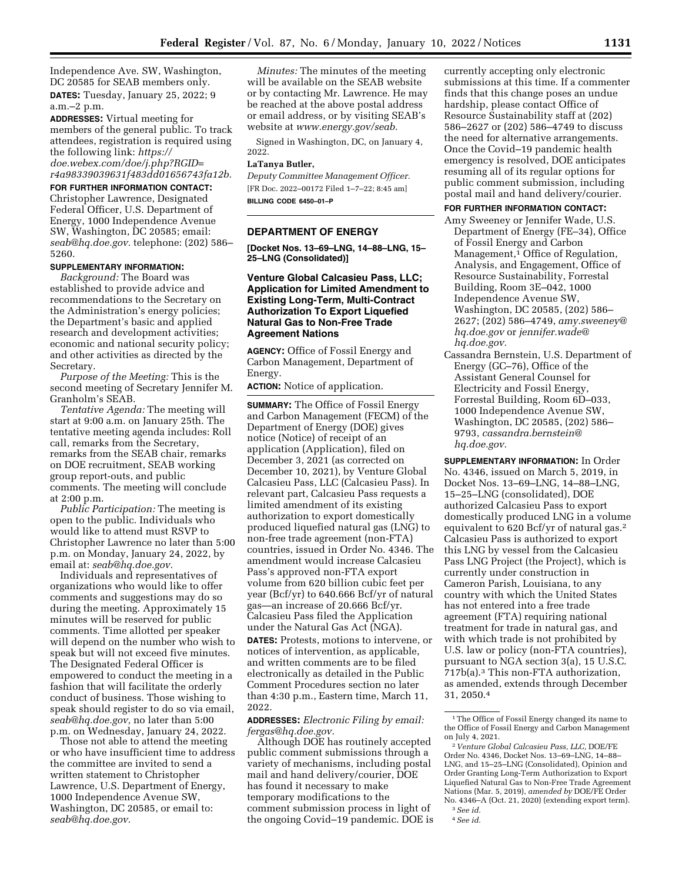Independence Ave. SW, Washington, DC 20585 for SEAB members only.

**DATES:** Tuesday, January 25, 2022; 9 a.m.–2 p.m.

**ADDRESSES:** Virtual meeting for members of the general public. To track attendees, registration is required using the following link: *https://doe.webex.com/doe/j.php?RGID=r4a98339039631f483dd01656743fa12b.*

**FOR FURTHER INFORMATION CONTACT:** Christopher Lawrence, Designated Federal Officer, U.S. Department of Energy, 1000 Independence Avenue SW, Washington, DC 20585; email: *seab@hq.doe.gov.* telephone: (202) 586–5260.

**SUPPLEMENTARY INFORMATION:**

*Background:* The Board was established to provide advice and recommendations to the Secretary on the Administration's energy policies; the Department's basic and applied research and development activities; economic and national security policy; and other activities as directed by the Secretary.

*Purpose of the Meeting:* This is the second meeting of Secretary Jennifer M. Granholm's SEAB.

*Tentative Agenda:* The meeting will start at 9:00 a.m. on January 25th. The tentative meeting agenda includes: Roll call, remarks from the Secretary, remarks from the SEAB chair, remarks on DOE recruitment, SEAB working group report-outs, and public comments. The meeting will conclude at 2:00 p.m.

*Public Participation:* The meeting is open to the public. Individuals who would like to attend must RSVP to Christopher Lawrence no later than 5:00 p.m. on Monday, January 24, 2022, by email at: *seab@hq.doe.gov.*

Individuals and representatives of organizations who would like to offer comments and suggestions may do so during the meeting. Approximately 15 minutes will be reserved for public comments. Time allotted per speaker will depend on the number who wish to speak but will not exceed five minutes. The Designated Federal Officer is empowered to conduct the meeting in a fashion that will facilitate the orderly conduct of business. Those wishing to speak should register to do so via email, *seab@hq.doe.gov,* no later than 5:00 p.m. on Wednesday, January 24, 2022.

Those not able to attend the meeting or who have insufficient time to address the committee are invited to send a written statement to Christopher Lawrence, U.S. Department of Energy, 1000 Independence Avenue SW, Washington, DC 20585, or email to: *seab@hq.doe.gov.*

*Minutes:* The minutes of the meeting will be available on the SEAB website or by contacting Mr. Lawrence. He may be reached at the above postal address or email address, or by visiting SEAB's website at *www.energy.gov/seab.*

Signed in Washington, DC, on January 4, 2022.

**LaTanya Butler,**

*Deputy Committee Management Officer.*

[FR Doc. 2022–00172 Filed 1–7–22; 8:45 am]

**BILLING CODE 6450–01–P**

## DEPARTMENT OF ENERGY

**[Docket Nos. 13–69–LNG, 14–88–LNG, 15–25–LNG (Consolidated)]**

### Venture Global Calcasieu Pass, LLC; Application for Limited Amendment to Existing Long-Term, Multi-Contract Authorization To Export Liquefied Natural Gas to Non-Free Trade Agreement Nations

**AGENCY:** Office of Fossil Energy and Carbon Management, Department of Energy.

**ACTION:** Notice of application.

**SUMMARY:** The Office of Fossil Energy and Carbon Management (FECM) of the Department of Energy (DOE) gives notice (Notice) of receipt of an application (Application), filed on December 3, 2021 (as corrected on December 10, 2021), by Venture Global Calcasieu Pass, LLC (Calcasieu Pass). In relevant part, Calcasieu Pass requests a limited amendment of its existing authorization to export domestically produced liquefied natural gas (LNG) to non-free trade agreement (non-FTA) countries, issued in Order No. 4346. The amendment would increase Calcasieu Pass's approved non-FTA export volume from 620 billion cubic feet per year (Bcf/yr) to 640.666 Bcf/yr of natural gas—an increase of 20.666 Bcf/yr. Calcasieu Pass filed the Application under the Natural Gas Act (NGA).

**DATES:** Protests, motions to intervene, or notices of intervention, as applicable, and written comments are to be filed electronically as detailed in the Public Comment Procedures section no later than 4:30 p.m., Eastern time, March 11, 2022.

**ADDRESSES:** *Electronic Filing by email: fergas@hq.doe.gov.*

Although DOE has routinely accepted public comment submissions through a variety of mechanisms, including postal mail and hand delivery/courier, DOE has found it necessary to make temporary modifications to the comment submission process in light of the ongoing Covid–19 pandemic. DOE is currently accepting only electronic submissions at this time. If a commenter finds that this change poses an undue hardship, please contact Office of Resource Sustainability staff at (202) 586–2627 or (202) 586–4749 to discuss the need for alternative arrangements. Once the Covid–19 pandemic health emergency is resolved, DOE anticipates resuming all of its regular options for public comment submission, including postal mail and hand delivery/courier.

**FOR FURTHER INFORMATION CONTACT:**

Amy Sweeney or Jennifer Wade, U.S. Department of Energy (FE–34), Office of Fossil Energy and Carbon Management,[1] Office of Regulation, Analysis, and Engagement, Office of Resource Sustainability, Forrestal Building, Room 3E–042, 1000 Independence Avenue SW, Washington, DC 20585, (202) 586–2627; (202) 586–4749, *amy.sweeney@hq.doe.gov* or *jennifer.wade@hq.doe.gov.*

Cassandra Bernstein, U.S. Department of Energy (GC–76), Office of the Assistant General Counsel for Electricity and Fossil Energy, Forrestal Building, Room 6D–033, 1000 Independence Avenue SW, Washington, DC 20585, (202) 586–9793, *cassandra.bernstein@hq.doe.gov.*

**SUPPLEMENTARY INFORMATION:** In Order No. 4346, issued on March 5, 2019, in Docket Nos. 13–69–LNG, 14–88–LNG, 15–25–LNG (consolidated), DOE authorized Calcasieu Pass to export domestically produced LNG in a volume equivalent to 620 Bcf/yr of natural gas.[2] Calcasieu Pass is authorized to export this LNG by vessel from the Calcasieu Pass LNG Project (the Project), which is currently under construction in Cameron Parish, Louisiana, to any country with which the United States has not entered into a free trade agreement (FTA) requiring national treatment for trade in natural gas, and with which trade is not prohibited by U.S. law or policy (non-FTA countries), pursuant to NGA section 3(a), 15 U.S.C. 717b(a).[3] This non-FTA authorization, as amended, extends through December 31, 2050.[4]

---

[1] The Office of Fossil Energy changed its name to the Office of Fossil Energy and Carbon Management on July 4, 2021.

[2] *Venture Global Calcasieu Pass, LLC,* DOE/FE Order No. 4346, Docket Nos. 13–69–LNG, 14–88–LNG, and 15–25–LNG (Consolidated), Opinion and Order Granting Long-Term Authorization to Export Liquefied Natural Gas to Non-Free Trade Agreement Nations (Mar. 5, 2019), *amended by* DOE/FE Order No. 4346–A (Oct. 21, 2020) (extending export term).

[3] *See id.*

[4] *See id.*